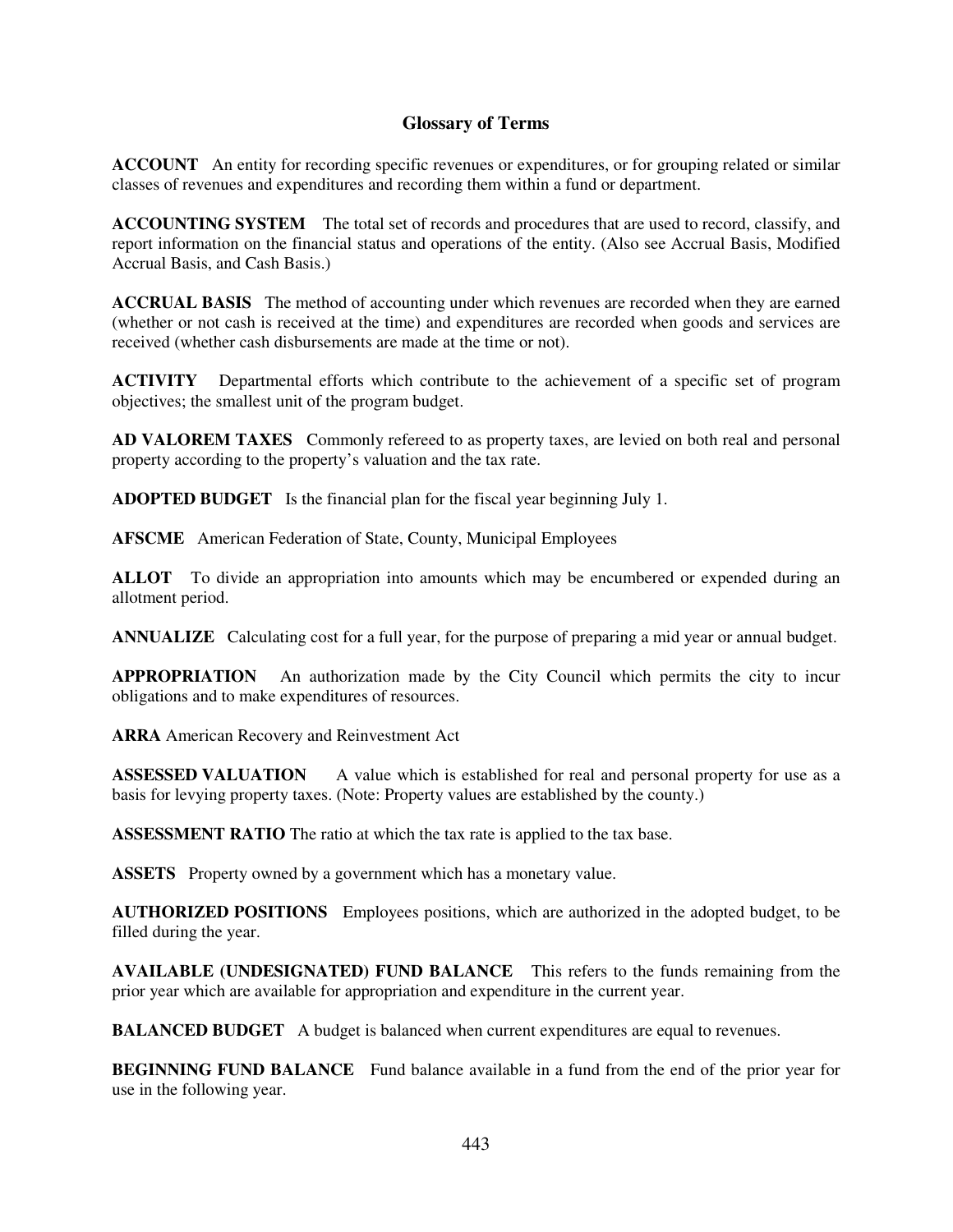## Glossary of Terms

**ACCOUNT** An entity for recording specific revenues or expenditures, or for grouping related or similar classes of revenues and expenditures and recording them within a fund or department.

**ACCOUNTING SYSTEM** The total set of records and procedures that are used to record, classify, and report information on the financial status and operations of the entity. (Also see Accrual Basis, Modified Accrual Basis, and Cash Basis.)

**ACCRUAL BASIS** The method of accounting under which revenues are recorded when they are earned (whether or not cash is received at the time) and expenditures are recorded when goods and services are received (whether cash disbursements are made at the time or not).

**ACTIVITY** Departmental efforts which contribute to the achievement of a specific set of program objectives; the smallest unit of the program budget.

**AD VALOREM TAXES** Commonly refereed to as property taxes, are levied on both real and personal property according to the property's valuation and the tax rate.

**ADOPTED BUDGET** Is the financial plan for the fiscal year beginning July 1.

**AFSCME** American Federation of State, County, Municipal Employees

**ALLOT** To divide an appropriation into amounts which may be encumbered or expended during an allotment period.

**ANNUALIZE** Calculating cost for a full year, for the purpose of preparing a mid year or annual budget.

**APPROPRIATION** An authorization made by the City Council which permits the city to incur obligations and to make expenditures of resources.

**ARRA** American Recovery and Reinvestment Act

**ASSESSED VALUATION** A value which is established for real and personal property for use as a basis for levying property taxes. (Note: Property values are established by the county.)

**ASSESSMENT RATIO** The ratio at which the tax rate is applied to the tax base.

**ASSETS** Property owned by a government which has a monetary value.

**AUTHORIZED POSITIONS** Employees positions, which are authorized in the adopted budget, to be filled during the year.

**AVAILABLE (UNDESIGNATED) FUND BALANCE** This refers to the funds remaining from the prior year which are available for appropriation and expenditure in the current year.

**BALANCED BUDGET** A budget is balanced when current expenditures are equal to revenues.

**BEGINNING FUND BALANCE** Fund balance available in a fund from the end of the prior year for use in the following year.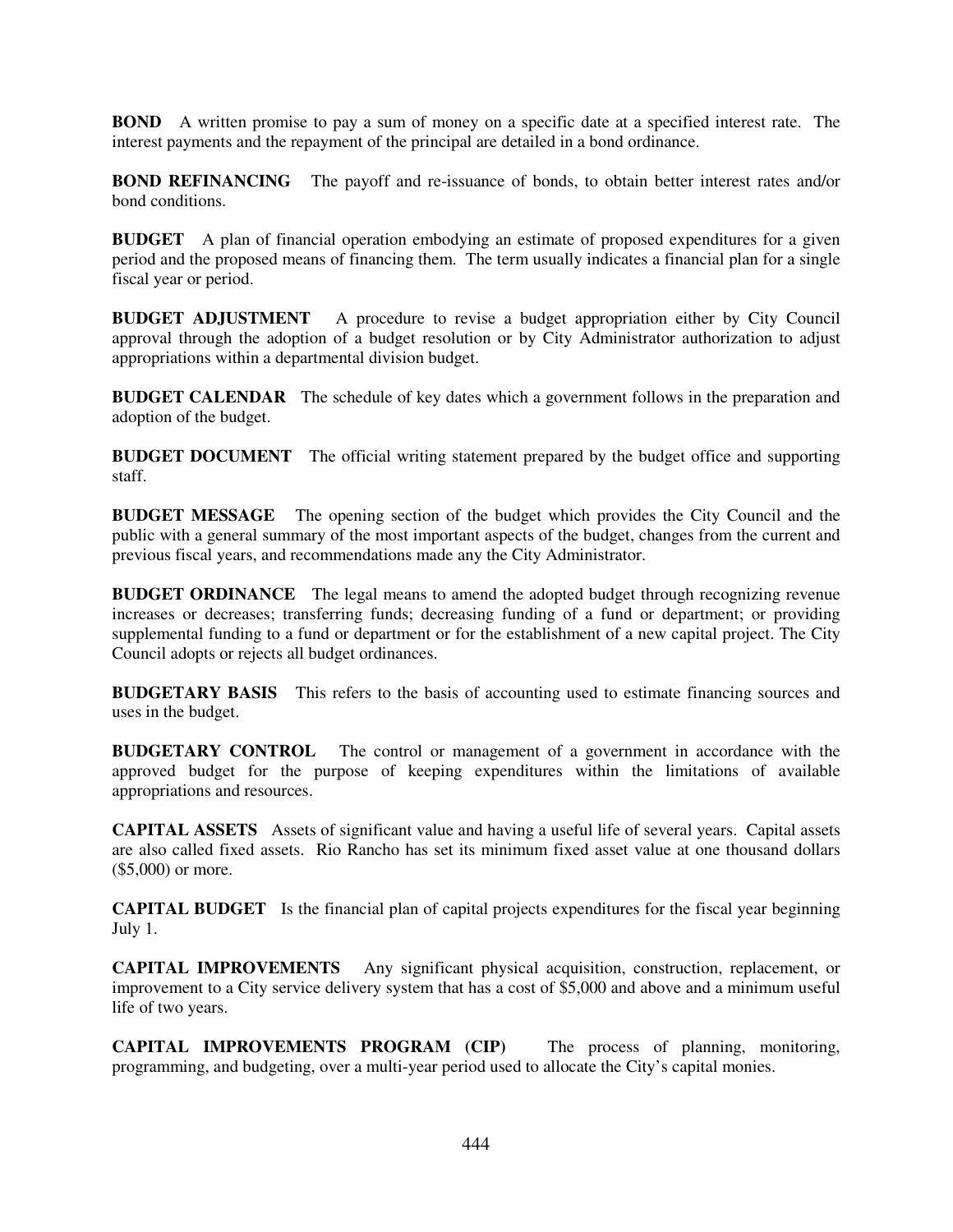**BOND** A written promise to pay a sum of money on a specific date at a specified interest rate. The interest payments and the repayment of the principal are detailed in a bond ordinance.

**BOND REFINANCING** The payoff and re-issuance of bonds, to obtain better interest rates and/or bond conditions.

**BUDGET** A plan of financial operation embodying an estimate of proposed expenditures for a given period and the proposed means of financing them. The term usually indicates a financial plan for a single fiscal year or period.

**BUDGET ADJUSTMENT** A procedure to revise a budget appropriation either by City Council approval through the adoption of a budget resolution or by City Administrator authorization to adjust appropriations within a departmental division budget.

**BUDGET CALENDAR** The schedule of key dates which a government follows in the preparation and adoption of the budget.

**BUDGET DOCUMENT** The official writing statement prepared by the budget office and supporting staff.

**BUDGET MESSAGE** The opening section of the budget which provides the City Council and the public with a general summary of the most important aspects of the budget, changes from the current and previous fiscal years, and recommendations made any the City Administrator.

**BUDGET ORDINANCE** The legal means to amend the adopted budget through recognizing revenue increases or decreases; transferring funds; decreasing funding of a fund or department; or providing supplemental funding to a fund or department or for the establishment of a new capital project. The City Council adopts or rejects all budget ordinances.

**BUDGETARY BASIS** This refers to the basis of accounting used to estimate financing sources and uses in the budget.

**BUDGETARY CONTROL** The control or management of a government in accordance with the approved budget for the purpose of keeping expenditures within the limitations of available appropriations and resources.

**CAPITAL ASSETS** Assets of significant value and having a useful life of several years. Capital assets are also called fixed assets. Rio Rancho has set its minimum fixed asset value at one thousand dollars ($5,000) or more.

**CAPITAL BUDGET** Is the financial plan of capital projects expenditures for the fiscal year beginning July 1.

**CAPITAL IMPROVEMENTS** Any significant physical acquisition, construction, replacement, or improvement to a City service delivery system that has a cost of $5,000 and above and a minimum useful life of two years.

**CAPITAL IMPROVEMENTS PROGRAM (CIP)** The process of planning, monitoring, programming, and budgeting, over a multi-year period used to allocate the City's capital monies.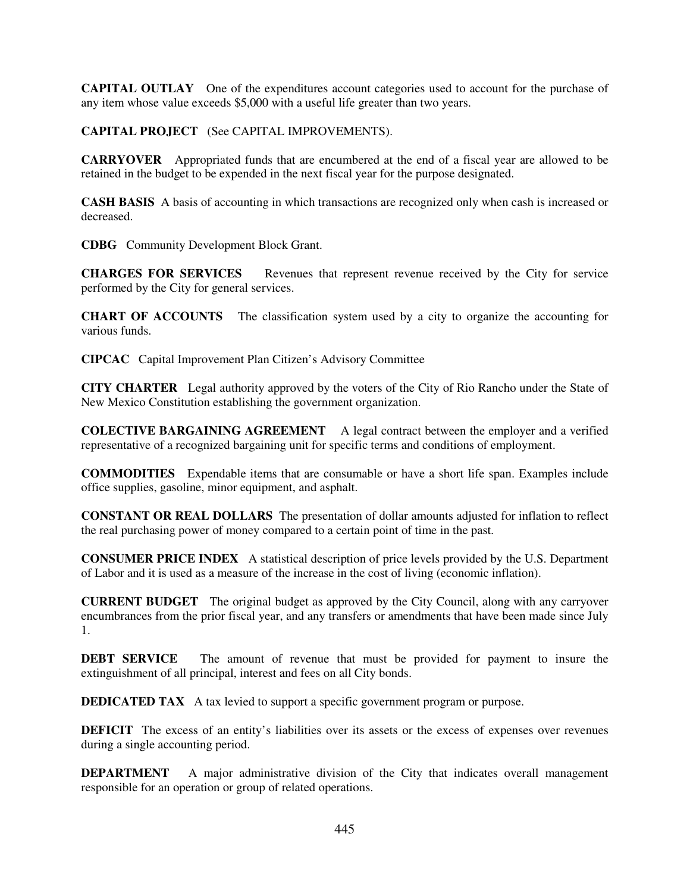**CAPITAL OUTLAY** One of the expenditures account categories used to account for the purchase of any item whose value exceeds $5,000 with a useful life greater than two years.

**CAPITAL PROJECT** (See CAPITAL IMPROVEMENTS).

**CARRYOVER** Appropriated funds that are encumbered at the end of a fiscal year are allowed to be retained in the budget to be expended in the next fiscal year for the purpose designated.

**CASH BASIS** A basis of accounting in which transactions are recognized only when cash is increased or decreased.

**CDBG** Community Development Block Grant.

**CHARGES FOR SERVICES** Revenues that represent revenue received by the City for service performed by the City for general services.

**CHART OF ACCOUNTS** The classification system used by a city to organize the accounting for various funds.

**CIPCAC** Capital Improvement Plan Citizen's Advisory Committee

**CITY CHARTER** Legal authority approved by the voters of the City of Rio Rancho under the State of New Mexico Constitution establishing the government organization.

**COLECTIVE BARGAINING AGREEMENT** A legal contract between the employer and a verified representative of a recognized bargaining unit for specific terms and conditions of employment.

**COMMODITIES** Expendable items that are consumable or have a short life span. Examples include office supplies, gasoline, minor equipment, and asphalt.

**CONSTANT OR REAL DOLLARS** The presentation of dollar amounts adjusted for inflation to reflect the real purchasing power of money compared to a certain point of time in the past.

**CONSUMER PRICE INDEX** A statistical description of price levels provided by the U.S. Department of Labor and it is used as a measure of the increase in the cost of living (economic inflation).

**CURRENT BUDGET** The original budget as approved by the City Council, along with any carryover encumbrances from the prior fiscal year, and any transfers or amendments that have been made since July 1.

**DEBT SERVICE** The amount of revenue that must be provided for payment to insure the extinguishment of all principal, interest and fees on all City bonds.

**DEDICATED TAX** A tax levied to support a specific government program or purpose.

**DEFICIT** The excess of an entity's liabilities over its assets or the excess of expenses over revenues during a single accounting period.

**DEPARTMENT** A major administrative division of the City that indicates overall management responsible for an operation or group of related operations.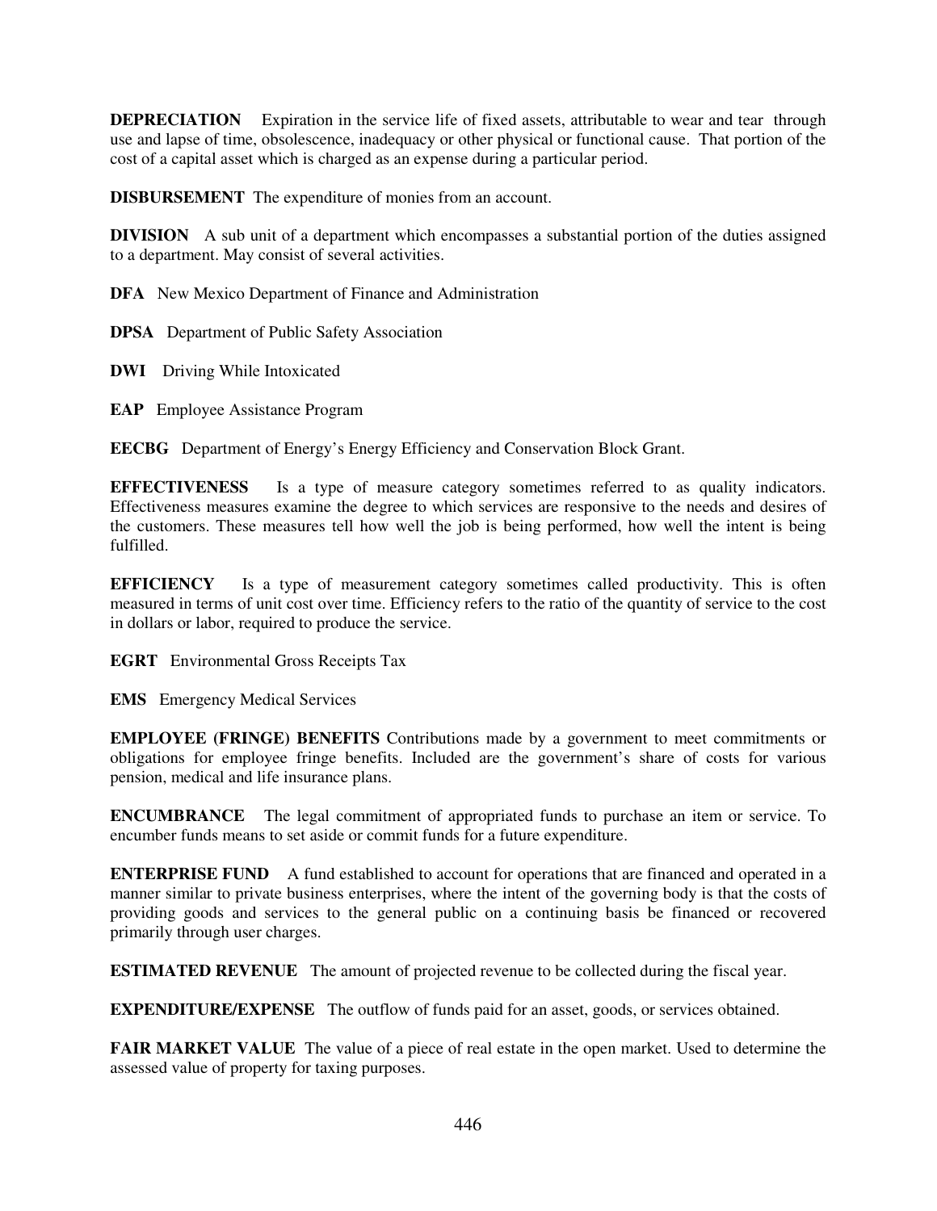**DEPRECIATION** Expiration in the service life of fixed assets, attributable to wear and tear through use and lapse of time, obsolescence, inadequacy or other physical or functional cause. That portion of the cost of a capital asset which is charged as an expense during a particular period.

**DISBURSEMENT** The expenditure of monies from an account.

**DIVISION** A sub unit of a department which encompasses a substantial portion of the duties assigned to a department. May consist of several activities.

**DFA** New Mexico Department of Finance and Administration

**DPSA** Department of Public Safety Association

**DWI** Driving While Intoxicated

**EAP** Employee Assistance Program

**EECBG** Department of Energy's Energy Efficiency and Conservation Block Grant.

**EFFECTIVENESS** Is a type of measure category sometimes referred to as quality indicators. Effectiveness measures examine the degree to which services are responsive to the needs and desires of the customers. These measures tell how well the job is being performed, how well the intent is being fulfilled.

**EFFICIENCY** Is a type of measurement category sometimes called productivity. This is often measured in terms of unit cost over time. Efficiency refers to the ratio of the quantity of service to the cost in dollars or labor, required to produce the service.

**EGRT** Environmental Gross Receipts Tax

**EMS** Emergency Medical Services

**EMPLOYEE (FRINGE) BENEFITS** Contributions made by a government to meet commitments or obligations for employee fringe benefits. Included are the government's share of costs for various pension, medical and life insurance plans.

**ENCUMBRANCE** The legal commitment of appropriated funds to purchase an item or service. To encumber funds means to set aside or commit funds for a future expenditure.

**ENTERPRISE FUND** A fund established to account for operations that are financed and operated in a manner similar to private business enterprises, where the intent of the governing body is that the costs of providing goods and services to the general public on a continuing basis be financed or recovered primarily through user charges.

**ESTIMATED REVENUE** The amount of projected revenue to be collected during the fiscal year.

**EXPENDITURE/EXPENSE** The outflow of funds paid for an asset, goods, or services obtained.

**FAIR MARKET VALUE** The value of a piece of real estate in the open market. Used to determine the assessed value of property for taxing purposes.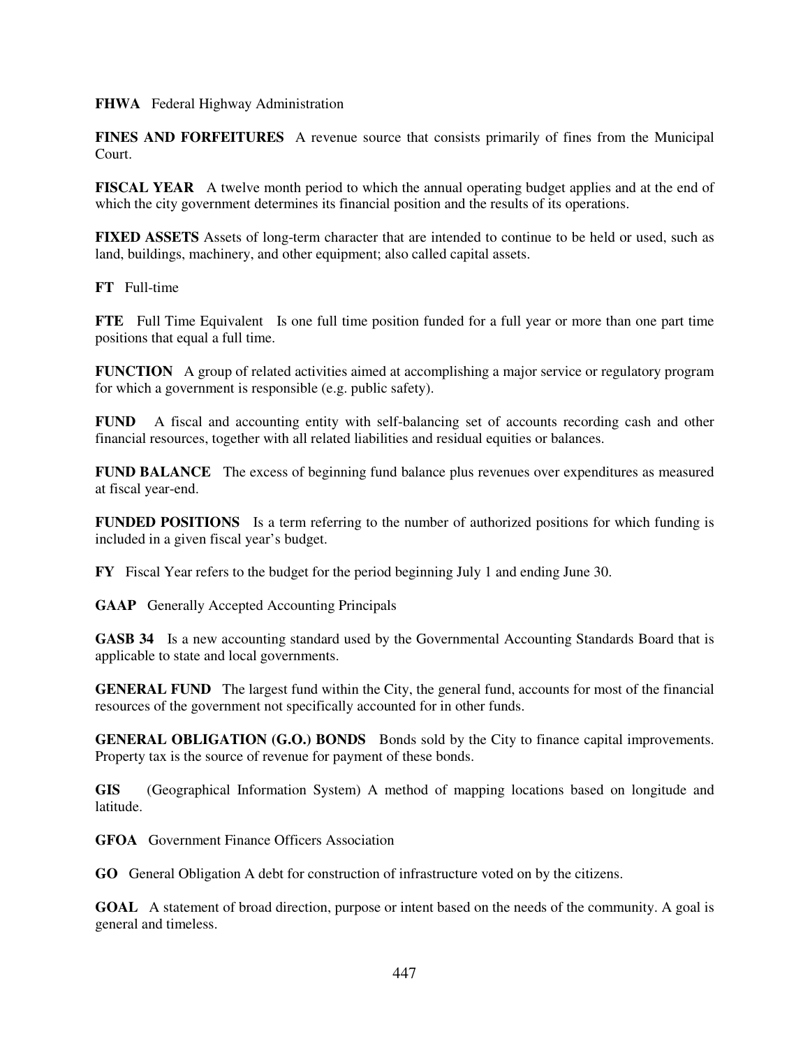**FHWA** Federal Highway Administration

**FINES AND FORFEITURES** A revenue source that consists primarily of fines from the Municipal Court.

**FISCAL YEAR** A twelve month period to which the annual operating budget applies and at the end of which the city government determines its financial position and the results of its operations.

**FIXED ASSETS** Assets of long-term character that are intended to continue to be held or used, such as land, buildings, machinery, and other equipment; also called capital assets.

**FT** Full-time

**FTE** Full Time Equivalent Is one full time position funded for a full year or more than one part time positions that equal a full time.

**FUNCTION** A group of related activities aimed at accomplishing a major service or regulatory program for which a government is responsible (e.g. public safety).

**FUND** A fiscal and accounting entity with self-balancing set of accounts recording cash and other financial resources, together with all related liabilities and residual equities or balances.

**FUND BALANCE** The excess of beginning fund balance plus revenues over expenditures as measured at fiscal year-end.

**FUNDED POSITIONS** Is a term referring to the number of authorized positions for which funding is included in a given fiscal year's budget.

**FY** Fiscal Year refers to the budget for the period beginning July 1 and ending June 30.

**GAAP** Generally Accepted Accounting Principals

**GASB 34** Is a new accounting standard used by the Governmental Accounting Standards Board that is applicable to state and local governments.

**GENERAL FUND** The largest fund within the City, the general fund, accounts for most of the financial resources of the government not specifically accounted for in other funds.

**GENERAL OBLIGATION (G.O.) BONDS** Bonds sold by the City to finance capital improvements. Property tax is the source of revenue for payment of these bonds.

**GIS** (Geographical Information System) A method of mapping locations based on longitude and latitude.

**GFOA** Government Finance Officers Association

**GO** General Obligation A debt for construction of infrastructure voted on by the citizens.

**GOAL** A statement of broad direction, purpose or intent based on the needs of the community. A goal is general and timeless.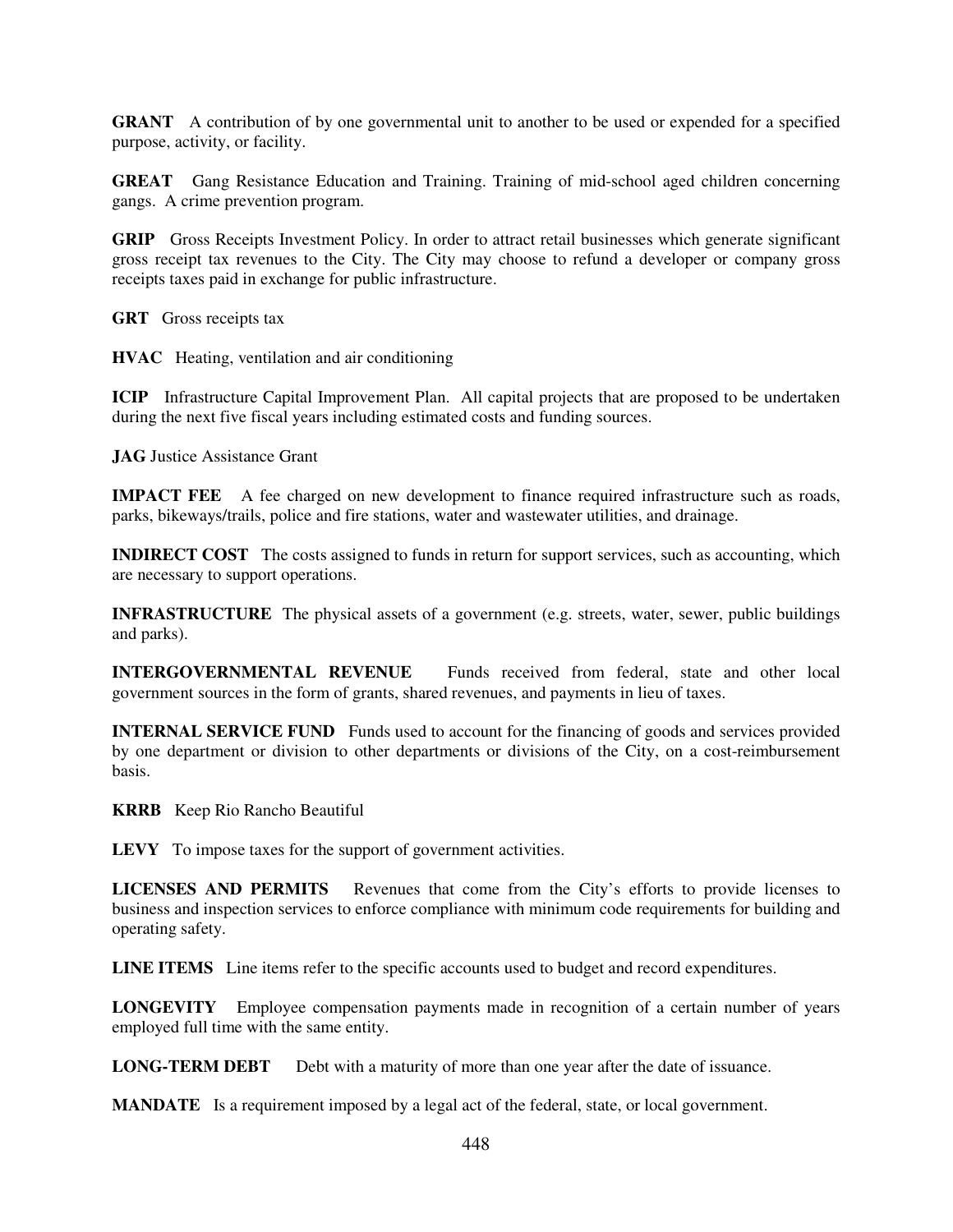**GRANT** A contribution of by one governmental unit to another to be used or expended for a specified purpose, activity, or facility.

**GREAT** Gang Resistance Education and Training. Training of mid-school aged children concerning gangs. A crime prevention program.

**GRIP** Gross Receipts Investment Policy. In order to attract retail businesses which generate significant gross receipt tax revenues to the City. The City may choose to refund a developer or company gross receipts taxes paid in exchange for public infrastructure.

**GRT** Gross receipts tax

**HVAC** Heating, ventilation and air conditioning

**ICIP** Infrastructure Capital Improvement Plan. All capital projects that are proposed to be undertaken during the next five fiscal years including estimated costs and funding sources.

**JAG** Justice Assistance Grant

**IMPACT FEE** A fee charged on new development to finance required infrastructure such as roads, parks, bikeways/trails, police and fire stations, water and wastewater utilities, and drainage.

**INDIRECT COST** The costs assigned to funds in return for support services, such as accounting, which are necessary to support operations.

**INFRASTRUCTURE** The physical assets of a government (e.g. streets, water, sewer, public buildings and parks).

**INTERGOVERNMENTAL REVENUE** Funds received from federal, state and other local government sources in the form of grants, shared revenues, and payments in lieu of taxes.

**INTERNAL SERVICE FUND** Funds used to account for the financing of goods and services provided by one department or division to other departments or divisions of the City, on a cost-reimbursement basis.

**KRRB** Keep Rio Rancho Beautiful

**LEVY** To impose taxes for the support of government activities.

**LICENSES AND PERMITS** Revenues that come from the City's efforts to provide licenses to business and inspection services to enforce compliance with minimum code requirements for building and operating safety.

**LINE ITEMS** Line items refer to the specific accounts used to budget and record expenditures.

**LONGEVITY** Employee compensation payments made in recognition of a certain number of years employed full time with the same entity.

**LONG-TERM DEBT** Debt with a maturity of more than one year after the date of issuance.

**MANDATE** Is a requirement imposed by a legal act of the federal, state, or local government.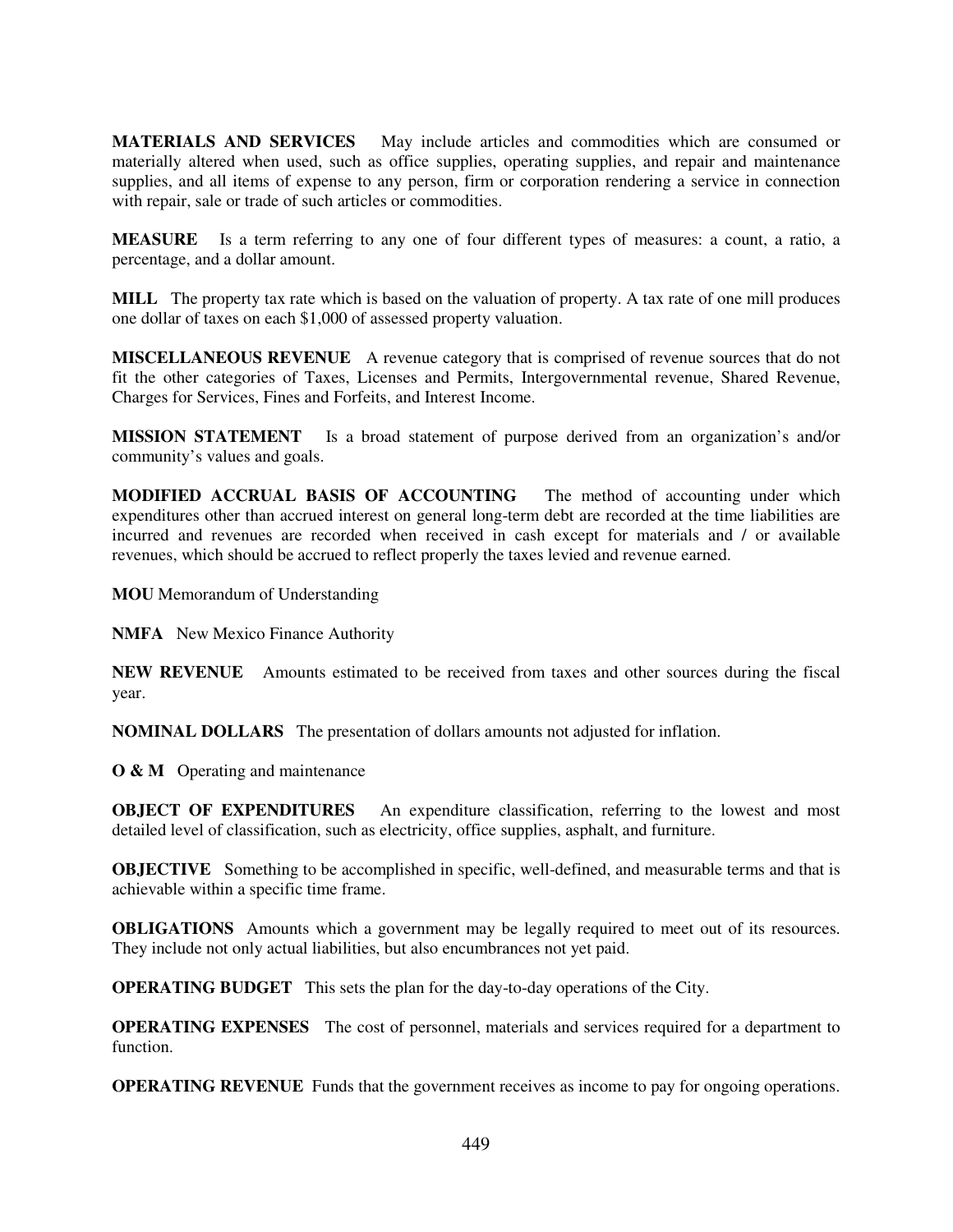**MATERIALS AND SERVICES** May include articles and commodities which are consumed or materially altered when used, such as office supplies, operating supplies, and repair and maintenance supplies, and all items of expense to any person, firm or corporation rendering a service in connection with repair, sale or trade of such articles or commodities.

**MEASURE** Is a term referring to any one of four different types of measures: a count, a ratio, a percentage, and a dollar amount.

**MILL** The property tax rate which is based on the valuation of property. A tax rate of one mill produces one dollar of taxes on each $1,000 of assessed property valuation.

**MISCELLANEOUS REVENUE** A revenue category that is comprised of revenue sources that do not fit the other categories of Taxes, Licenses and Permits, Intergovernmental revenue, Shared Revenue, Charges for Services, Fines and Forfeits, and Interest Income.

**MISSION STATEMENT** Is a broad statement of purpose derived from an organization's and/or community's values and goals.

**MODIFIED ACCRUAL BASIS OF ACCOUNTING** The method of accounting under which expenditures other than accrued interest on general long-term debt are recorded at the time liabilities are incurred and revenues are recorded when received in cash except for materials and / or available revenues, which should be accrued to reflect properly the taxes levied and revenue earned.

**MOU** Memorandum of Understanding

**NMFA** New Mexico Finance Authority

**NEW REVENUE** Amounts estimated to be received from taxes and other sources during the fiscal year.

**NOMINAL DOLLARS** The presentation of dollars amounts not adjusted for inflation.

**O & M** Operating and maintenance

**OBJECT OF EXPENDITURES** An expenditure classification, referring to the lowest and most detailed level of classification, such as electricity, office supplies, asphalt, and furniture.

**OBJECTIVE** Something to be accomplished in specific, well-defined, and measurable terms and that is achievable within a specific time frame.

**OBLIGATIONS** Amounts which a government may be legally required to meet out of its resources. They include not only actual liabilities, but also encumbrances not yet paid.

**OPERATING BUDGET** This sets the plan for the day-to-day operations of the City.

**OPERATING EXPENSES** The cost of personnel, materials and services required for a department to function.

**OPERATING REVENUE** Funds that the government receives as income to pay for ongoing operations.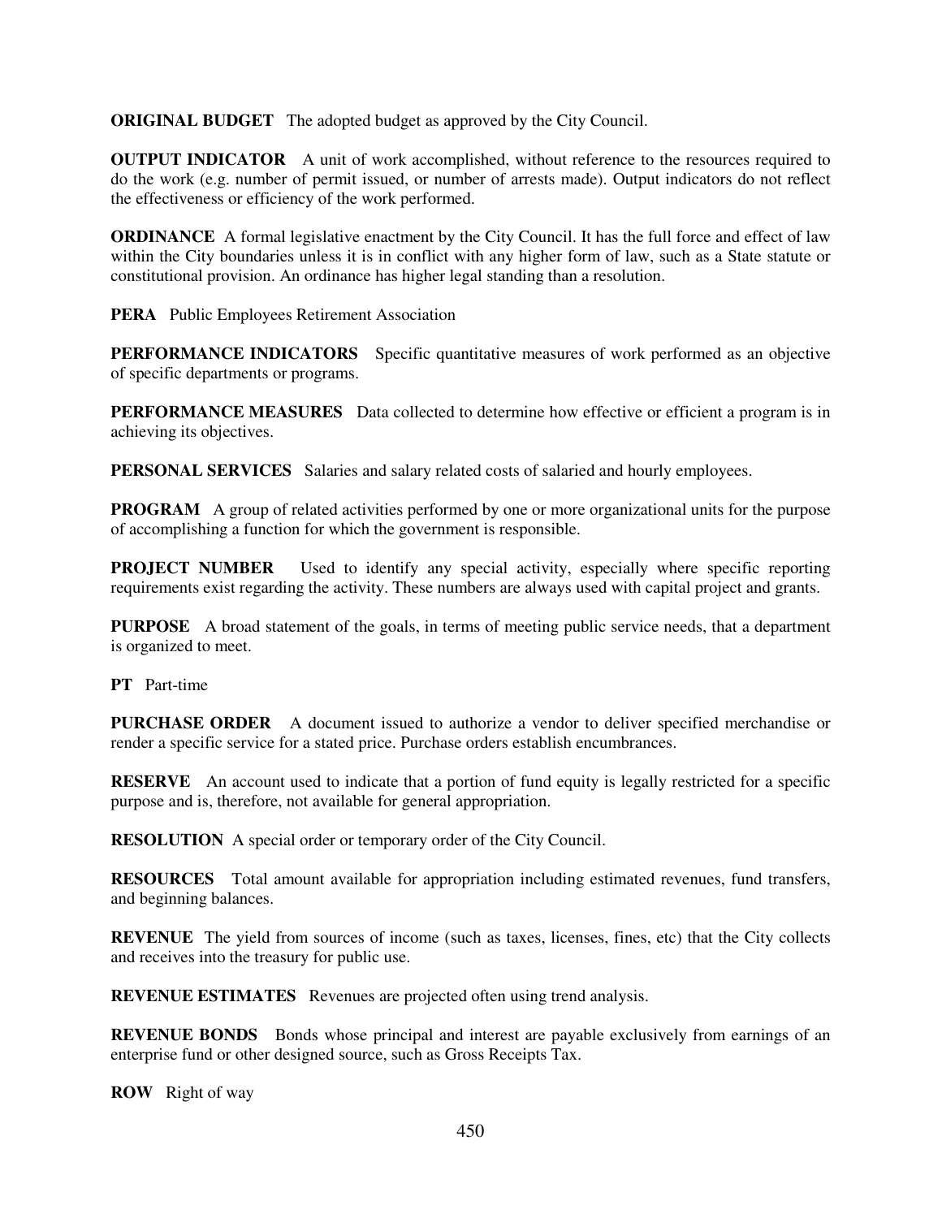**ORIGINAL BUDGET** The adopted budget as approved by the City Council.

**OUTPUT INDICATOR** A unit of work accomplished, without reference to the resources required to do the work (e.g. number of permit issued, or number of arrests made). Output indicators do not reflect the effectiveness or efficiency of the work performed.

**ORDINANCE** A formal legislative enactment by the City Council. It has the full force and effect of law within the City boundaries unless it is in conflict with any higher form of law, such as a State statute or constitutional provision. An ordinance has higher legal standing than a resolution.

**PERA** Public Employees Retirement Association

**PERFORMANCE INDICATORS** Specific quantitative measures of work performed as an objective of specific departments or programs.

**PERFORMANCE MEASURES** Data collected to determine how effective or efficient a program is in achieving its objectives.

**PERSONAL SERVICES** Salaries and salary related costs of salaried and hourly employees.

**PROGRAM** A group of related activities performed by one or more organizational units for the purpose of accomplishing a function for which the government is responsible.

**PROJECT NUMBER** Used to identify any special activity, especially where specific reporting requirements exist regarding the activity. These numbers are always used with capital project and grants.

**PURPOSE** A broad statement of the goals, in terms of meeting public service needs, that a department is organized to meet.

**PT** Part-time

**PURCHASE ORDER** A document issued to authorize a vendor to deliver specified merchandise or render a specific service for a stated price. Purchase orders establish encumbrances.

**RESERVE** An account used to indicate that a portion of fund equity is legally restricted for a specific purpose and is, therefore, not available for general appropriation.

**RESOLUTION** A special order or temporary order of the City Council.

**RESOURCES** Total amount available for appropriation including estimated revenues, fund transfers, and beginning balances.

**REVENUE** The yield from sources of income (such as taxes, licenses, fines, etc) that the City collects and receives into the treasury for public use.

**REVENUE ESTIMATES** Revenues are projected often using trend analysis.

**REVENUE BONDS** Bonds whose principal and interest are payable exclusively from earnings of an enterprise fund or other designed source, such as Gross Receipts Tax.

**ROW** Right of way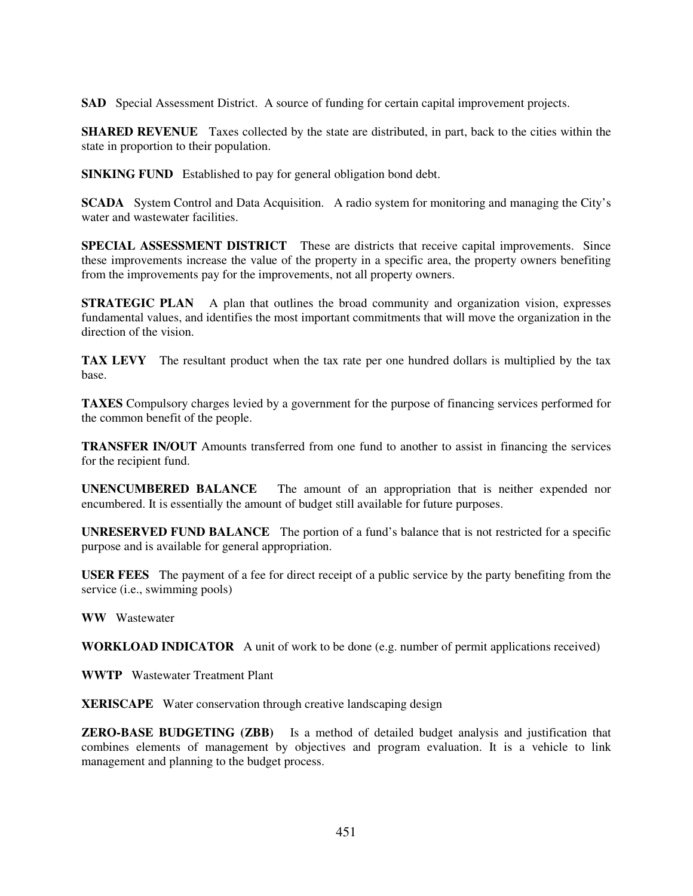**SAD** Special Assessment District. A source of funding for certain capital improvement projects.

**SHARED REVENUE** Taxes collected by the state are distributed, in part, back to the cities within the state in proportion to their population.

**SINKING FUND** Established to pay for general obligation bond debt.

**SCADA** System Control and Data Acquisition. A radio system for monitoring and managing the City's water and wastewater facilities.

**SPECIAL ASSESSMENT DISTRICT** These are districts that receive capital improvements. Since these improvements increase the value of the property in a specific area, the property owners benefiting from the improvements pay for the improvements, not all property owners.

**STRATEGIC PLAN** A plan that outlines the broad community and organization vision, expresses fundamental values, and identifies the most important commitments that will move the organization in the direction of the vision.

**TAX LEVY** The resultant product when the tax rate per one hundred dollars is multiplied by the tax base.

**TAXES** Compulsory charges levied by a government for the purpose of financing services performed for the common benefit of the people.

**TRANSFER IN/OUT** Amounts transferred from one fund to another to assist in financing the services for the recipient fund.

**UNENCUMBERED BALANCE** The amount of an appropriation that is neither expended nor encumbered. It is essentially the amount of budget still available for future purposes.

**UNRESERVED FUND BALANCE** The portion of a fund's balance that is not restricted for a specific purpose and is available for general appropriation.

**USER FEES** The payment of a fee for direct receipt of a public service by the party benefiting from the service (i.e., swimming pools)

**WW** Wastewater

**WORKLOAD INDICATOR** A unit of work to be done (e.g. number of permit applications received)

**WWTP** Wastewater Treatment Plant

**XERISCAPE** Water conservation through creative landscaping design

**ZERO-BASE BUDGETING (ZBB)** Is a method of detailed budget analysis and justification that combines elements of management by objectives and program evaluation. It is a vehicle to link management and planning to the budget process.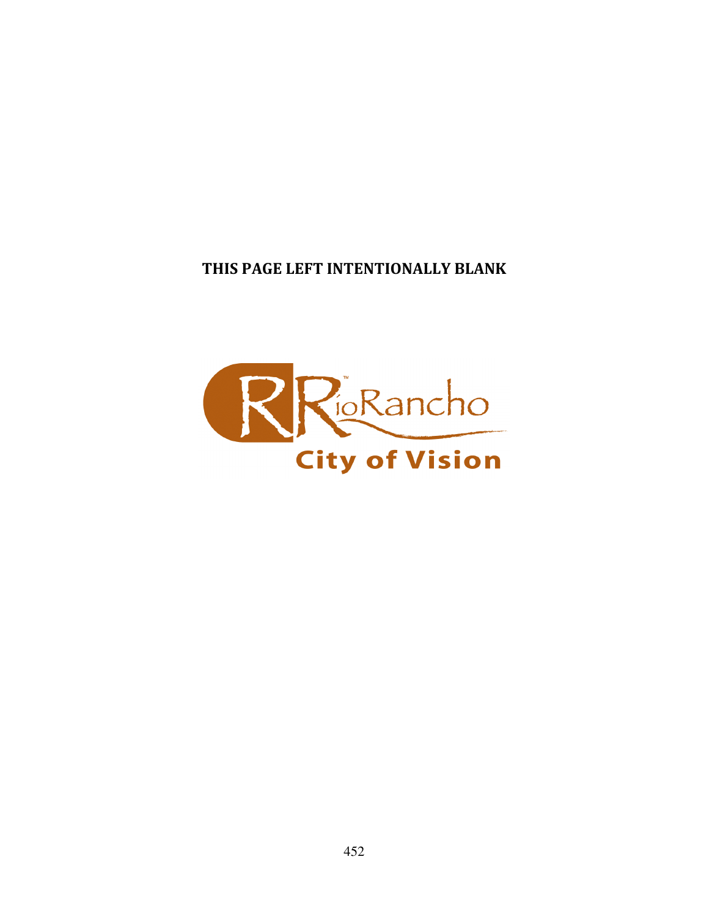**THIS PAGE LEFT INTENTIONALLY BLANK**

RioRancho

City of Vision